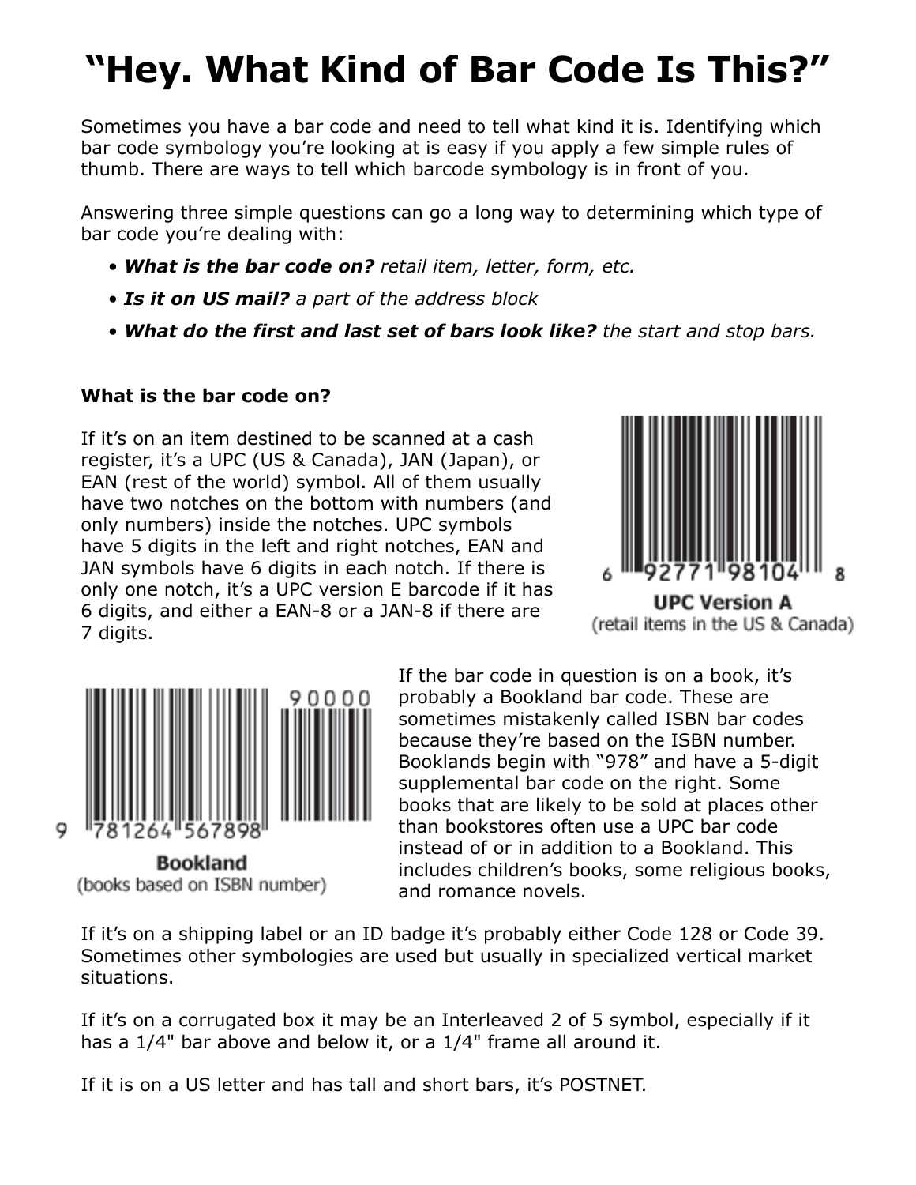# “Hey. What Kind of Bar Code Is This?”

Sometimes you have a bar code and need to tell what kind it is. Identifying which bar code symbology you’re looking at is easy if you apply a few simple rules of thumb. There are ways to tell which barcode symbology is in front of you.

Answering three simple questions can go a long way to determining which type of bar code you’re dealing with:

- ***What is the bar code on?*** *retail item, letter, form, etc.*
- ***Is it on US mail?*** *a part of the address block*
- ***What do the first and last set of bars look like?*** *the start and stop bars.*

### What is the bar code on?

If it’s on an item destined to be scanned at a cash register, it’s a UPC (US & Canada), JAN (Japan), or EAN (rest of the world) symbol. All of them usually have two notches on the bottom with numbers (and only numbers) inside the notches. UPC symbols have 5 digits in the left and right notches, EAN and JAN symbols have 6 digits in each notch. If there is only one notch, it’s a UPC version E barcode if it has 6 digits, and either a EAN-8 or a JAN-8 if there are 7 digits.

6 92771 98104 8

**UPC Version A**
(retail items in the US & Canada)

9 781264 567898 90000

**Bookland**
(books based on ISBN number)

If the bar code in question is on a book, it’s probably a Bookland bar code. These are sometimes mistakenly called ISBN bar codes because they’re based on the ISBN number. Booklands begin with “978” and have a 5-digit supplemental bar code on the right. Some books that are likely to be sold at places other than bookstores often use a UPC bar code instead of or in addition to a Bookland. This includes children’s books, some religious books, and romance novels.

If it’s on a shipping label or an ID badge it’s probably either Code 128 or Code 39. Sometimes other symbologies are used but usually in specialized vertical market situations.

If it’s on a corrugated box it may be an Interleaved 2 of 5 symbol, especially if it has a 1/4" bar above and below it, or a 1/4" frame all around it.

If it is on a US letter and has tall and short bars, it’s POSTNET.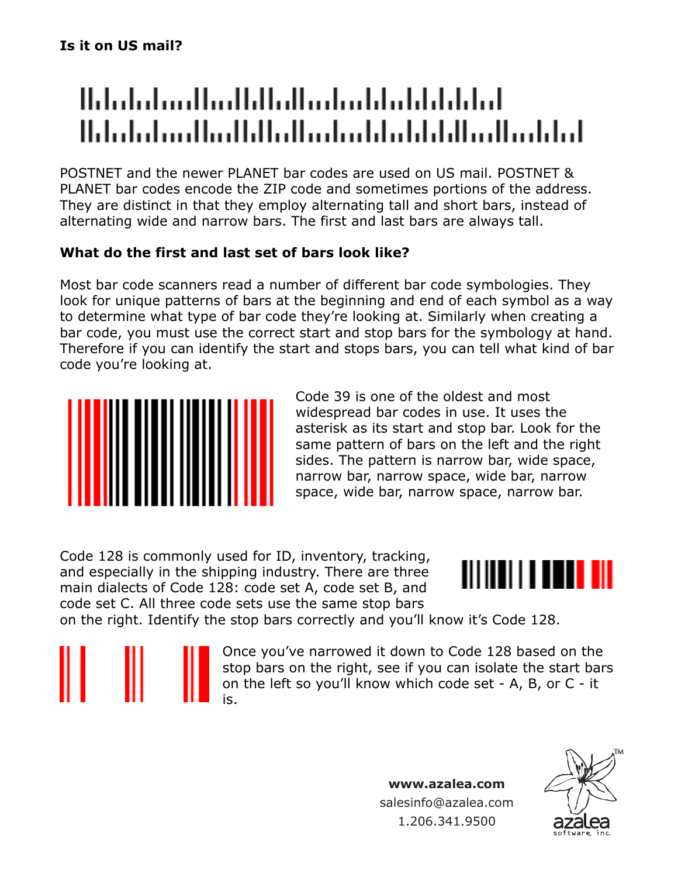**Is it on US mail?**

POSTNET and the newer PLANET bar codes are used on US mail. POSTNET & PLANET bar codes encode the ZIP code and sometimes portions of the address. They are distinct in that they employ alternating tall and short bars, instead of alternating wide and narrow bars. The first and last bars are always tall.

**What do the first and last set of bars look like?**

Most bar code scanners read a number of different bar code symbologies. They look for unique patterns of bars at the beginning and end of each symbol as a way to determine what type of bar code they're looking at. Similarly when creating a bar code, you must use the correct start and stop bars for the symbology at hand. Therefore if you can identify the start and stops bars, you can tell what kind of bar code you're looking at.

Code 39 is one of the oldest and most widespread bar codes in use. It uses the asterisk as its start and stop bar. Look for the same pattern of bars on the left and the right sides. The pattern is narrow bar, wide space, narrow bar, narrow space, wide bar, narrow space, wide bar, narrow space, narrow bar.

Code 128 is commonly used for ID, inventory, tracking, and especially in the shipping industry. There are three main dialects of Code 128: code set A, code set B, and code set C. All three code sets use the same stop bars on the right. Identify the stop bars correctly and you'll know it's Code 128.

Once you've narrowed it down to Code 128 based on the stop bars on the right, see if you can isolate the start bars on the left so you'll know which code set - A, B, or C - it is.

**www.azalea.com**
salesinfo@azalea.com
1.206.341.9500